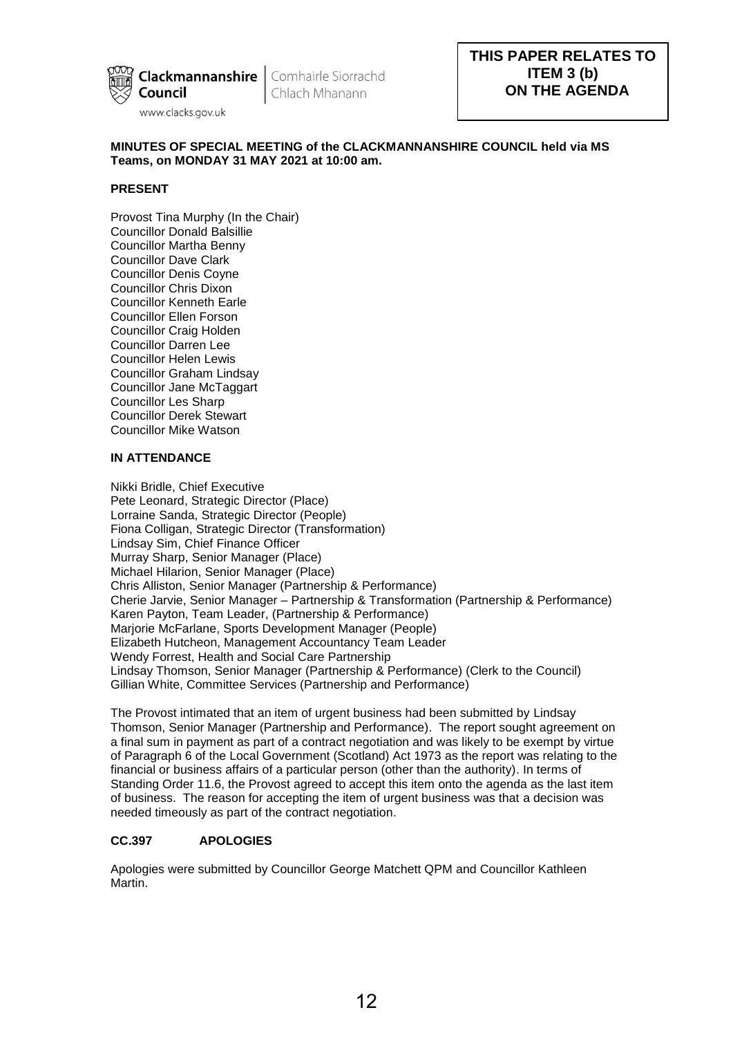Clackmannanshire Council | Comhairle Siorrachd Chlach Mhanann

www.clacks.gov.uk

**THIS PAPER RELATES TO ITEM 3 (b) ON THE AGENDA**

**MINUTES OF SPECIAL MEETING of the CLACKMANNANSHIRE COUNCIL held via MS Teams, on MONDAY 31 MAY 2021 at 10:00 am.**

**PRESENT**

Provost Tina Murphy (In the Chair)
Councillor Donald Balsillie
Councillor Martha Benny
Councillor Dave Clark
Councillor Denis Coyne
Councillor Chris Dixon
Councillor Kenneth Earle
Councillor Ellen Forson
Councillor Craig Holden
Councillor Darren Lee
Councillor Helen Lewis
Councillor Graham Lindsay
Councillor Jane McTaggart
Councillor Les Sharp
Councillor Derek Stewart
Councillor Mike Watson

**IN ATTENDANCE**

Nikki Bridle, Chief Executive
Pete Leonard, Strategic Director (Place)
Lorraine Sanda, Strategic Director (People)
Fiona Colligan, Strategic Director (Transformation)
Lindsay Sim, Chief Finance Officer
Murray Sharp, Senior Manager (Place)
Michael Hilarion, Senior Manager (Place)
Chris Alliston, Senior Manager (Partnership & Performance)
Cherie Jarvie, Senior Manager – Partnership & Transformation (Partnership & Performance)
Karen Payton, Team Leader, (Partnership & Performance)
Marjorie McFarlane, Sports Development Manager (People)
Elizabeth Hutcheon, Management Accountancy Team Leader
Wendy Forrest, Health and Social Care Partnership
Lindsay Thomson, Senior Manager (Partnership & Performance) (Clerk to the Council)
Gillian White, Committee Services (Partnership and Performance)

The Provost intimated that an item of urgent business had been submitted by Lindsay Thomson, Senior Manager (Partnership and Performance). The report sought agreement on a final sum in payment as part of a contract negotiation and was likely to be exempt by virtue of Paragraph 6 of the Local Government (Scotland) Act 1973 as the report was relating to the financial or business affairs of a particular person (other than the authority). In terms of Standing Order 11.6, the Provost agreed to accept this item onto the agenda as the last item of business. The reason for accepting the item of urgent business was that a decision was needed timeously as part of the contract negotiation.

**CC.397 APOLOGIES**

Apologies were submitted by Councillor George Matchett QPM and Councillor Kathleen Martin.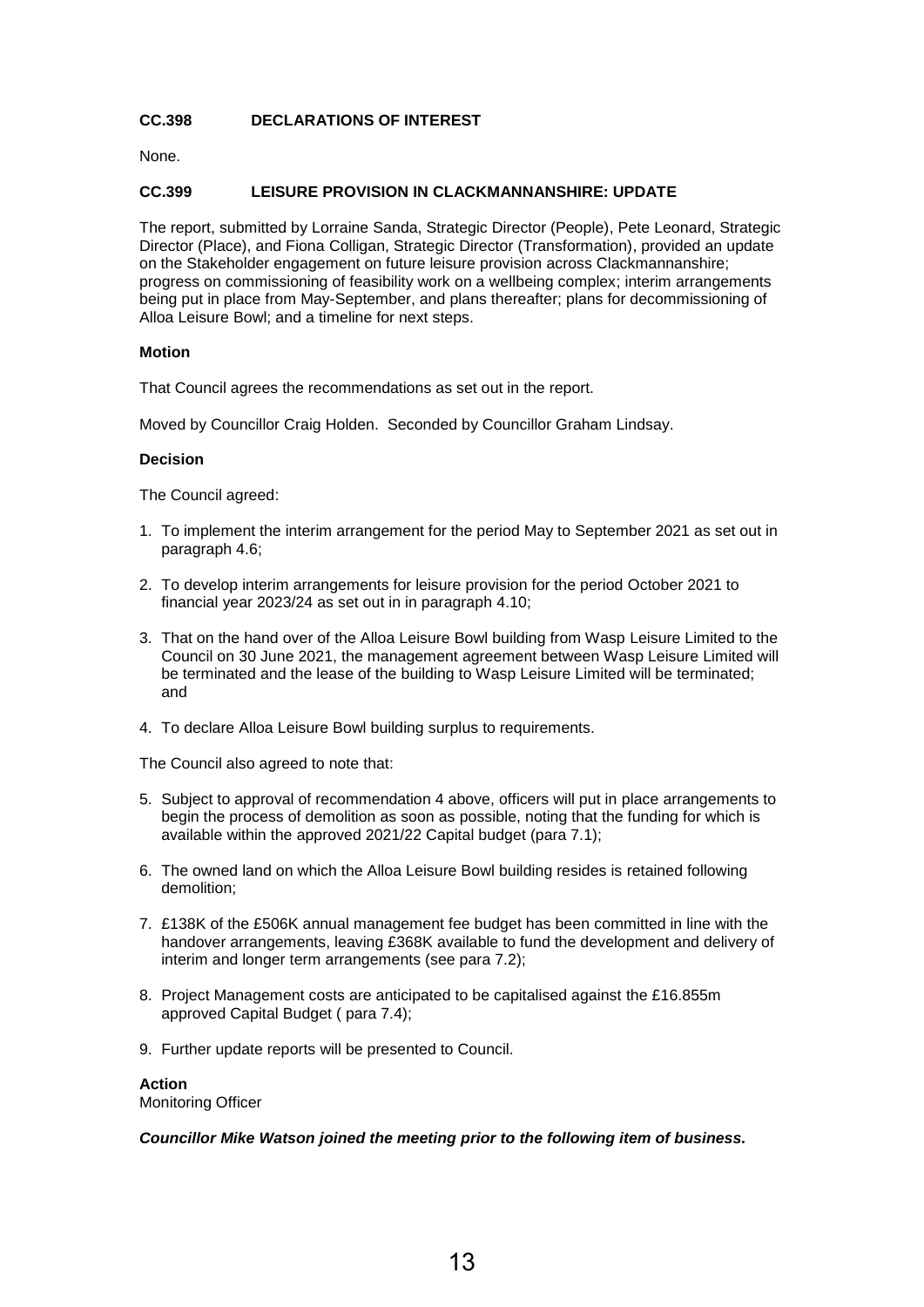**CC.398 DECLARATIONS OF INTEREST**

None.

**CC.399 LEISURE PROVISION IN CLACKMANNANSHIRE: UPDATE**

The report, submitted by Lorraine Sanda, Strategic Director (People), Pete Leonard, Strategic Director (Place), and Fiona Colligan, Strategic Director (Transformation), provided an update on the Stakeholder engagement on future leisure provision across Clackmannanshire; progress on commissioning of feasibility work on a wellbeing complex; interim arrangements being put in place from May-September, and plans thereafter; plans for decommissioning of Alloa Leisure Bowl; and a timeline for next steps.

**Motion**

That Council agrees the recommendations as set out in the report.

Moved by Councillor Craig Holden. Seconded by Councillor Graham Lindsay.

**Decision**

The Council agreed:

1. To implement the interim arrangement for the period May to September 2021 as set out in paragraph 4.6;
2. To develop interim arrangements for leisure provision for the period October 2021 to financial year 2023/24 as set out in in paragraph 4.10;
3. That on the hand over of the Alloa Leisure Bowl building from Wasp Leisure Limited to the Council on 30 June 2021, the management agreement between Wasp Leisure Limited will be terminated and the lease of the building to Wasp Leisure Limited will be terminated; and
4. To declare Alloa Leisure Bowl building surplus to requirements.

The Council also agreed to note that:

5. Subject to approval of recommendation 4 above, officers will put in place arrangements to begin the process of demolition as soon as possible, noting that the funding for which is available within the approved 2021/22 Capital budget (para 7.1);
6. The owned land on which the Alloa Leisure Bowl building resides is retained following demolition;
7. £138K of the £506K annual management fee budget has been committed in line with the handover arrangements, leaving £368K available to fund the development and delivery of interim and longer term arrangements (see para 7.2);
8. Project Management costs are anticipated to be capitalised against the £16.855m approved Capital Budget ( para 7.4);
9. Further update reports will be presented to Council.

**Action**
Monitoring Officer

***Councillor Mike Watson joined the meeting prior to the following item of business.***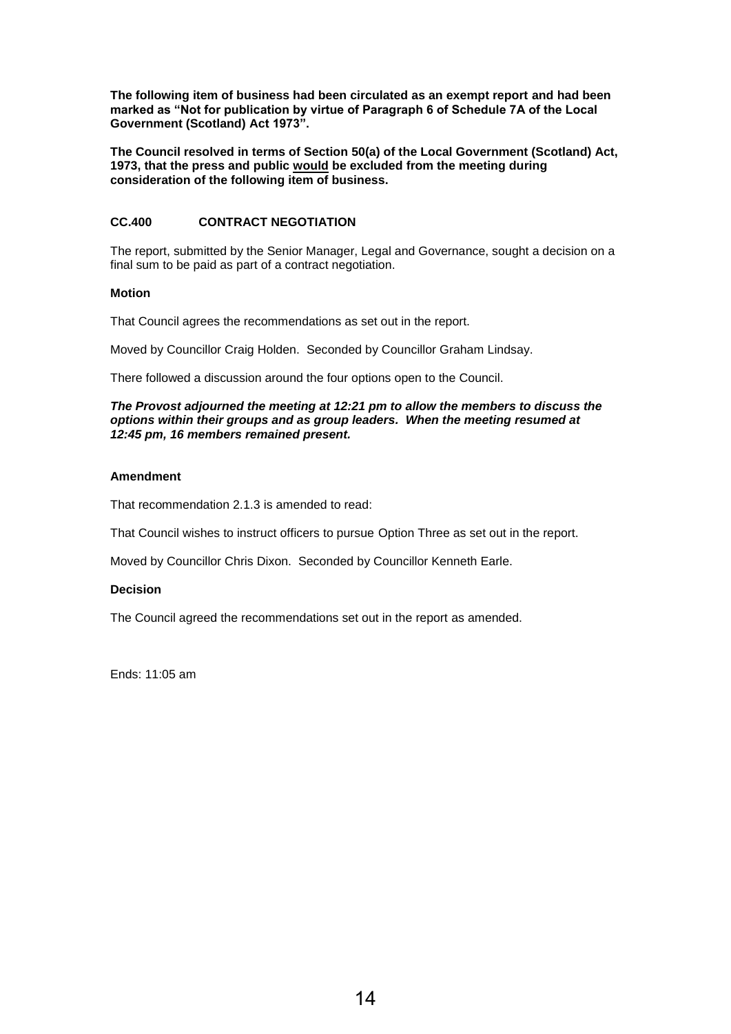**The following item of business had been circulated as an exempt report and had been marked as "Not for publication by virtue of Paragraph 6 of Schedule 7A of the Local Government (Scotland) Act 1973".**

**The Council resolved in terms of Section 50(a) of the Local Government (Scotland) Act, 1973, that the press and public would be excluded from the meeting during consideration of the following item of business.**

### CC.400 CONTRACT NEGOTIATION

The report, submitted by the Senior Manager, Legal and Governance, sought a decision on a final sum to be paid as part of a contract negotiation.

**Motion**

That Council agrees the recommendations as set out in the report.

Moved by Councillor Craig Holden. Seconded by Councillor Graham Lindsay.

There followed a discussion around the four options open to the Council.

***The Provost adjourned the meeting at 12:21 pm to allow the members to discuss the options within their groups and as group leaders. When the meeting resumed at 12:45 pm, 16 members remained present.***

**Amendment**

That recommendation 2.1.3 is amended to read:

That Council wishes to instruct officers to pursue Option Three as set out in the report.

Moved by Councillor Chris Dixon. Seconded by Councillor Kenneth Earle.

**Decision**

The Council agreed the recommendations set out in the report as amended.

Ends: 11:05 am